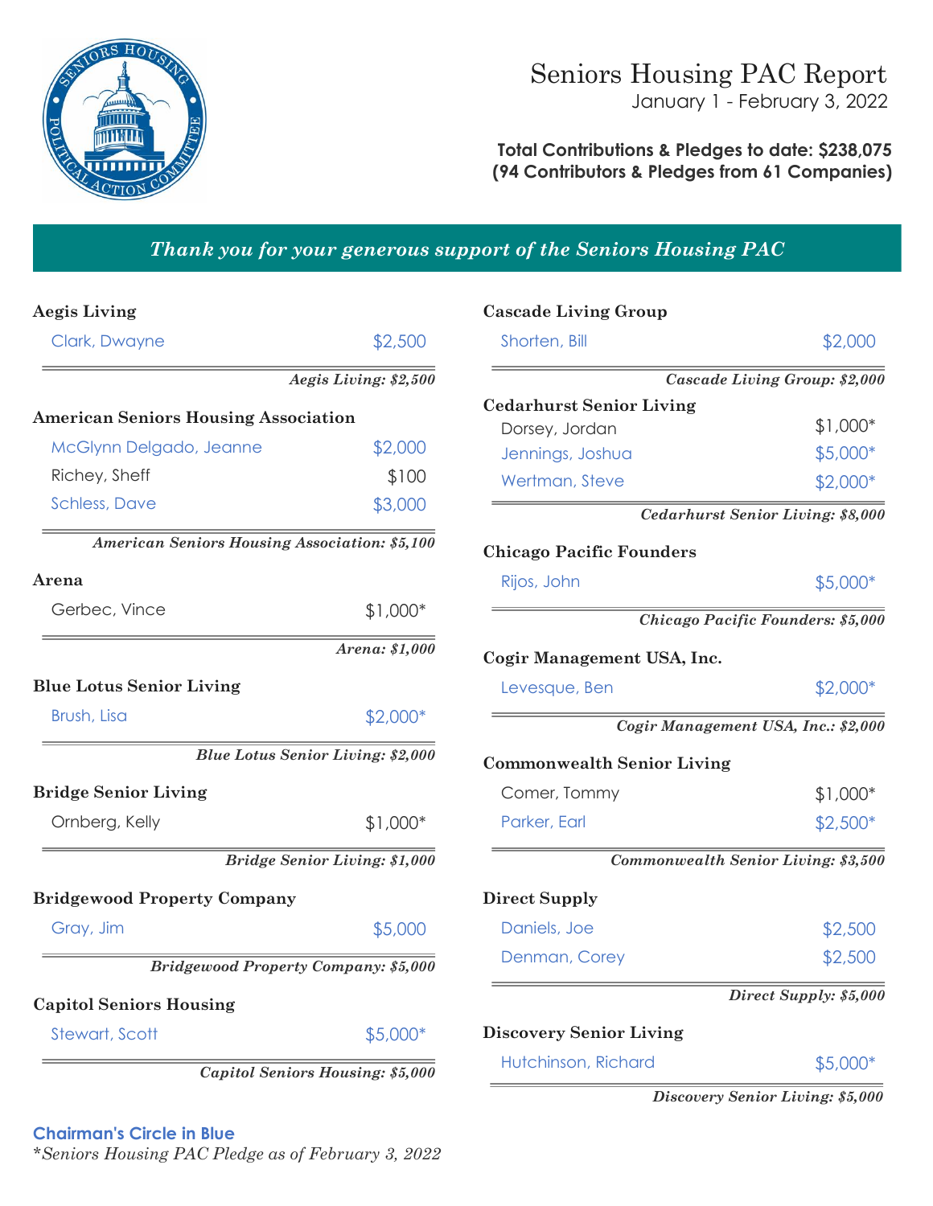# Seniors Housing PAC Report

January 1 - February 3, 2022

**Total Contributions & Pledges to date: $238,075**
**(94 Contributors & Pledges from 61 Companies)**

***Thank you for your generous support of the Seniors Housing PAC***

### Aegis Living

| Name | Amount |
|---|---|
| Clark, Dwayne | $2,500 |

***Aegis Living: $2,500***

### American Seniors Housing Association

| Name | Amount |
|---|---|
| McGlynn Delgado, Jeanne | $2,000 |
| Richey, Sheff | $100 |
| Schless, Dave | $3,000 |

***American Seniors Housing Association: $5,100***

### Arena

| Name | Amount |
|---|---|
| Gerbec, Vince | $1,000* |

***Arena: $1,000***

### Blue Lotus Senior Living

| Name | Amount |
|---|---|
| Brush, Lisa | $2,000* |

***Blue Lotus Senior Living: $2,000***

### Bridge Senior Living

| Name | Amount |
|---|---|
| Ornberg, Kelly | $1,000* |

***Bridge Senior Living: $1,000***

### Bridgewood Property Company

| Name | Amount |
|---|---|
| Gray, Jim | $5,000 |

***Bridgewood Property Company: $5,000***

### Capitol Seniors Housing

| Name | Amount |
|---|---|
| Stewart, Scott | $5,000* |

***Capitol Seniors Housing: $5,000***

### Cascade Living Group

| Name | Amount |
|---|---|
| Shorten, Bill | $2,000 |

***Cascade Living Group: $2,000***

### Cedarhurst Senior Living

| Name | Amount |
|---|---|
| Dorsey, Jordan | $1,000* |
| Jennings, Joshua | $5,000* |
| Wertman, Steve | $2,000* |

***Cedarhurst Senior Living: $8,000***

### Chicago Pacific Founders

| Name | Amount |
|---|---|
| Rijos, John | $5,000* |

***Chicago Pacific Founders: $5,000***

### Cogir Management USA, Inc.

| Name | Amount |
|---|---|
| Levesque, Ben | $2,000* |

***Cogir Management USA, Inc.: $2,000***

### Commonwealth Senior Living

| Name | Amount |
|---|---|
| Comer, Tommy | $1,000* |
| Parker, Earl | $2,500* |

***Commonwealth Senior Living: $3,500***

### Direct Supply

| Name | Amount |
|---|---|
| Daniels, Joe | $2,500 |
| Denman, Corey | $2,500 |

***Direct Supply: $5,000***

### Discovery Senior Living

| Name | Amount |
|---|---|
| Hutchinson, Richard | $5,000* |

***Discovery Senior Living: $5,000***

**Chairman's Circle in Blue**

**Seniors Housing PAC Pledge as of February 3, 2022*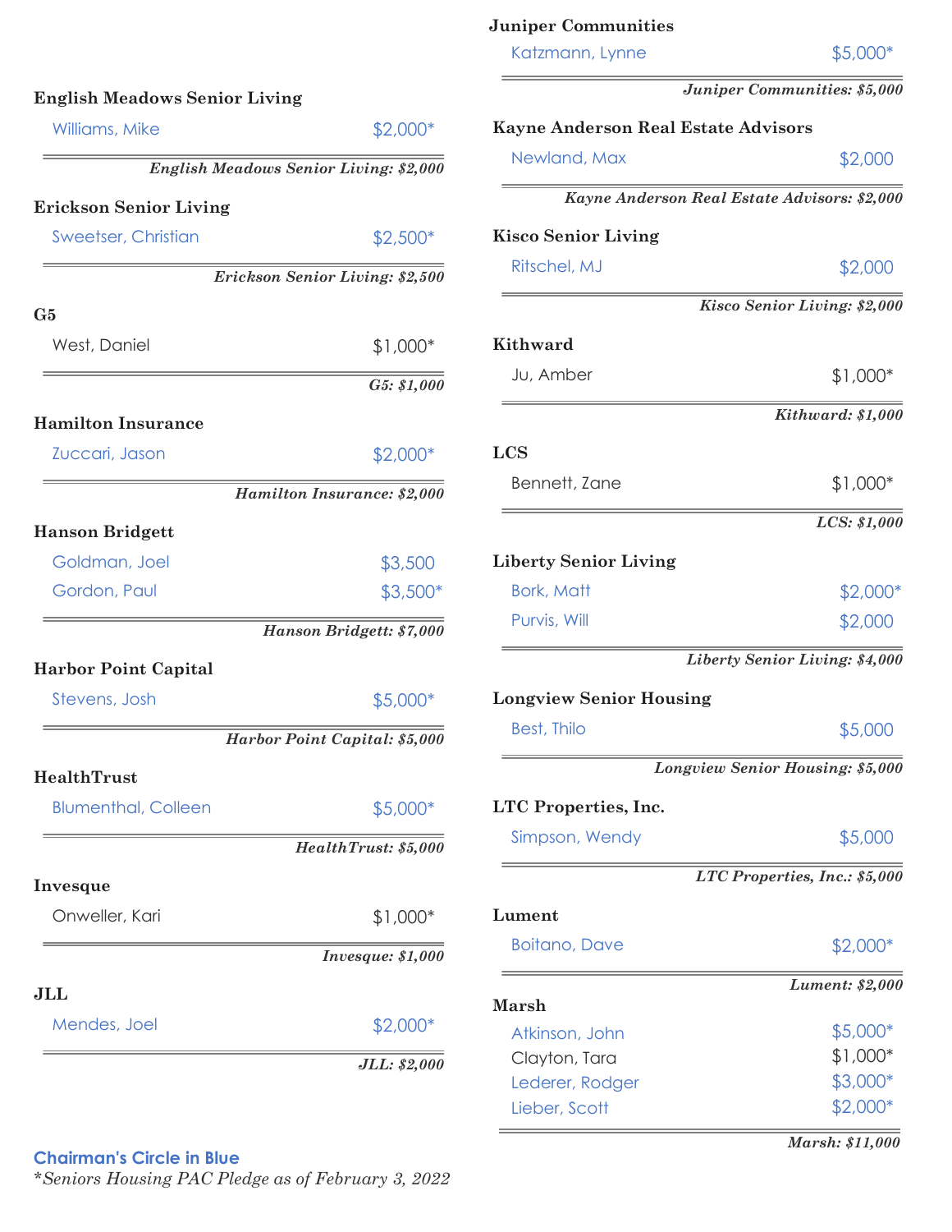### English Meadows Senior Living

Williams, Mike — $2,000*

*English Meadows Senior Living: $2,000*

### Erickson Senior Living

Sweetser, Christian — $2,500*

*Erickson Senior Living: $2,500*

### G5

West, Daniel — $1,000*

*G5: $1,000*

### Hamilton Insurance

Zuccari, Jason — $2,000*

*Hamilton Insurance: $2,000*

### Hanson Bridgett

Goldman, Joel — $3,500

Gordon, Paul — $3,500*

*Hanson Bridgett: $7,000*

### Harbor Point Capital

Stevens, Josh — $5,000*

*Harbor Point Capital: $5,000*

### HealthTrust

Blumenthal, Colleen — $5,000*

*HealthTrust: $5,000*

### Invesque

Onweller, Kari — $1,000*

*Invesque: $1,000*

### JLL

Mendes, Joel — $2,000*

*JLL: $2,000*

### Juniper Communities

Katzmann, Lynne — $5,000*

*Juniper Communities: $5,000*

### Kayne Anderson Real Estate Advisors

Newland, Max — $2,000

*Kayne Anderson Real Estate Advisors: $2,000*

### Kisco Senior Living

Ritschel, MJ — $2,000

*Kisco Senior Living: $2,000*

### Kithward

Ju, Amber — $1,000*

*Kithward: $1,000*

### LCS

Bennett, Zane — $1,000*

*LCS: $1,000*

### Liberty Senior Living

Bork, Matt — $2,000*

Purvis, Will — $2,000

*Liberty Senior Living: $4,000*

### Longview Senior Housing

Best, Thilo — $5,000

*Longview Senior Housing: $5,000*

### LTC Properties, Inc.

Simpson, Wendy — $5,000

*LTC Properties, Inc.: $5,000*

### Lument

Boitano, Dave — $2,000*

*Lument: $2,000*

### Marsh

Atkinson, John — $5,000*

Clayton, Tara — $1,000*

Lederer, Rodger — $3,000*

Lieber, Scott — $2,000*

*Marsh: $11,000*

**Chairman's Circle in Blue**

**Chairman's Circle members:** Williams, Mike; Sweetser, Christian; Zuccari, Jason; Goldman, Joel; Gordon, Paul; Stevens, Josh; Blumenthal, Colleen; Mendes, Joel; Katzmann, Lynne; Newland, Max; Ritschel, MJ; Bork, Matt; Purvis, Will; Best, Thilo; Simpson, Wendy; Boitano, Dave; Atkinson, John; Lederer, Rodger; Lieber, Scott

*Seniors Housing PAC Pledge as of February 3, 2022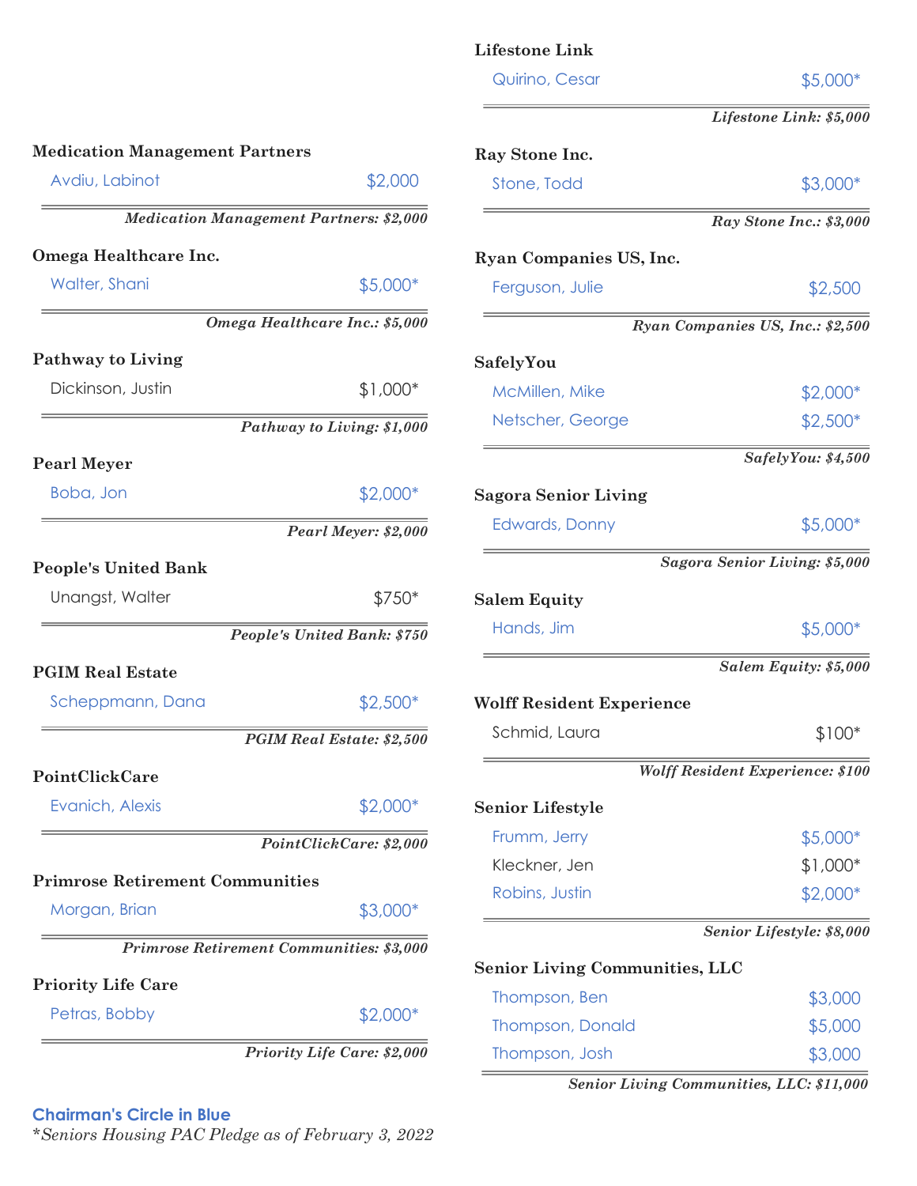### Medication Management Partners

| | |
|---|---|
| Avdiu, Labinot | $2,000 |

***Medication Management Partners: $2,000***

### Omega Healthcare Inc.

| | |
|---|---|
| Walter, Shani | $5,000* |

***Omega Healthcare Inc.: $5,000***

### Pathway to Living

| | |
|---|---|
| Dickinson, Justin | $1,000* |

***Pathway to Living: $1,000***

### Pearl Meyer

| | |
|---|---|
| Boba, Jon | $2,000* |

***Pearl Meyer: $2,000***

### People's United Bank

| | |
|---|---|
| Unangst, Walter | $750* |

***People's United Bank: $750***

### PGIM Real Estate

| | |
|---|---|
| Scheppmann, Dana | $2,500* |

***PGIM Real Estate: $2,500***

### PointClickCare

| | |
|---|---|
| Evanich, Alexis | $2,000* |

***PointClickCare: $2,000***

### Primrose Retirement Communities

| | |
|---|---|
| Morgan, Brian | $3,000* |

***Primrose Retirement Communities: $3,000***

### Priority Life Care

| | |
|---|---|
| Petras, Bobby | $2,000* |

***Priority Life Care: $2,000***

### Lifestone Link

| | |
|---|---|
| Quirino, Cesar | $5,000* |

***Lifestone Link: $5,000***

### Ray Stone Inc.

| | |
|---|---|
| Stone, Todd | $3,000* |

***Ray Stone Inc.: $3,000***

### Ryan Companies US, Inc.

| | |
|---|---|
| Ferguson, Julie | $2,500 |

***Ryan Companies US, Inc.: $2,500***

### SafelyYou

| | |
|---|---|
| McMillen, Mike | $2,000* |
| Netscher, George | $2,500* |

***SafelyYou: $4,500***

### Sagora Senior Living

| | |
|---|---|
| Edwards, Donny | $5,000* |

***Sagora Senior Living: $5,000***

### Salem Equity

| | |
|---|---|
| Hands, Jim | $5,000* |

***Salem Equity: $5,000***

### Wolff Resident Experience

| | |
|---|---|
| Schmid, Laura | $100* |

***Wolff Resident Experience: $100***

### Senior Lifestyle

| | |
|---|---|
| Frumm, Jerry | $5,000* |
| Kleckner, Jen | $1,000* |
| Robins, Justin | $2,000* |

***Senior Lifestyle: $8,000***

### Senior Living Communities, LLC

| | |
|---|---|
| Thompson, Ben | $3,000 |
| Thompson, Donald | $5,000 |
| Thompson, Josh | $3,000 |

***Senior Living Communities, LLC: $11,000***

**Chairman's Circle in Blue**

**Seniors Housing PAC Pledge as of February 3, 2022*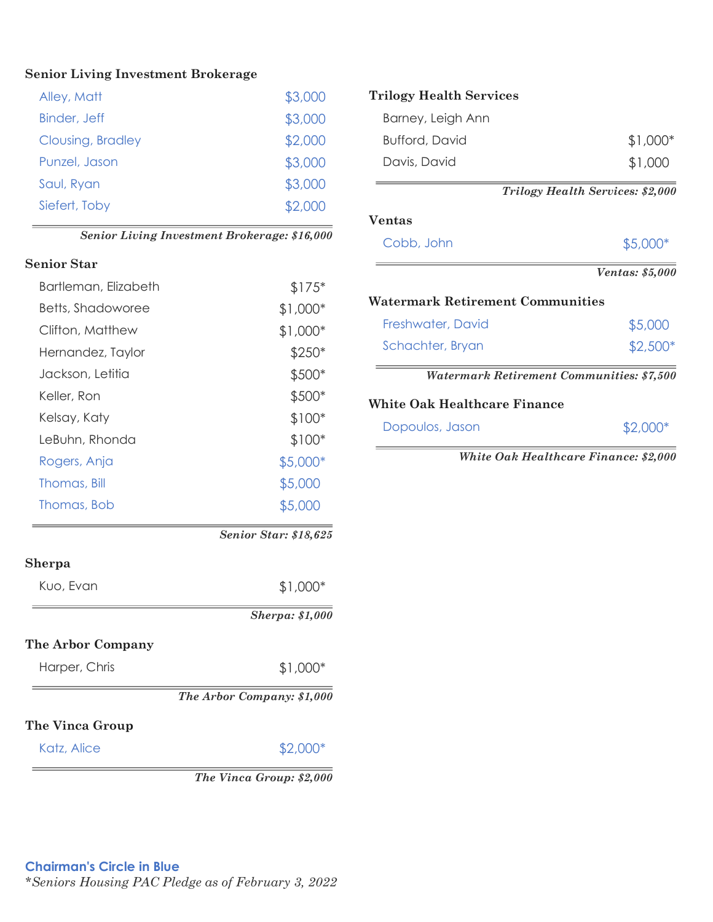### Senior Living Investment Brokerage

| | |
|---|---|
| Alley, Matt | $3,000 |
| Binder, Jeff | $3,000 |
| Clousing, Bradley | $2,000 |
| Punzel, Jason | $3,000 |
| Saul, Ryan | $3,000 |
| Siefert, Toby | $2,000 |

*Senior Living Investment Brokerage: $16,000*

### Senior Star

| | |
|---|---|
| Bartleman, Elizabeth | $175* |
| Betts, Shadoworee | $1,000* |
| Clifton, Matthew | $1,000* |
| Hernandez, Taylor | $250* |
| Jackson, Letitia | $500* |
| Keller, Ron | $500* |
| Kelsay, Katy | $100* |
| LeBuhn, Rhonda | $100* |
| Rogers, Anja | $5,000* |
| Thomas, Bill | $5,000 |
| Thomas, Bob | $5,000 |

*Senior Star: $18,625*

### Sherpa

| | |
|---|---|
| Kuo, Evan | $1,000* |

*Sherpa: $1,000*

### The Arbor Company

| | |
|---|---|
| Harper, Chris | $1,000* |

*The Arbor Company: $1,000*

### The Vinca Group

| | |
|---|---|
| Katz, Alice | $2,000* |

*The Vinca Group: $2,000*

### Trilogy Health Services

| | |
|---|---|
| Barney, Leigh Ann | |
| Bufford, David | $1,000* |
| Davis, David | $1,000 |

*Trilogy Health Services: $2,000*

### Ventas

| | |
|---|---|
| Cobb, John | $5,000* |

*Ventas: $5,000*

### Watermark Retirement Communities

| | |
|---|---|
| Freshwater, David | $5,000 |
| Schachter, Bryan | $2,500* |

*Watermark Retirement Communities: $7,500*

### White Oak Healthcare Finance

| | |
|---|---|
| Dopoulos, Jason | $2,000* |

*White Oak Healthcare Finance: $2,000*

**Chairman's Circle in Blue**

*Seniors Housing PAC Pledge as of February 3, 2022